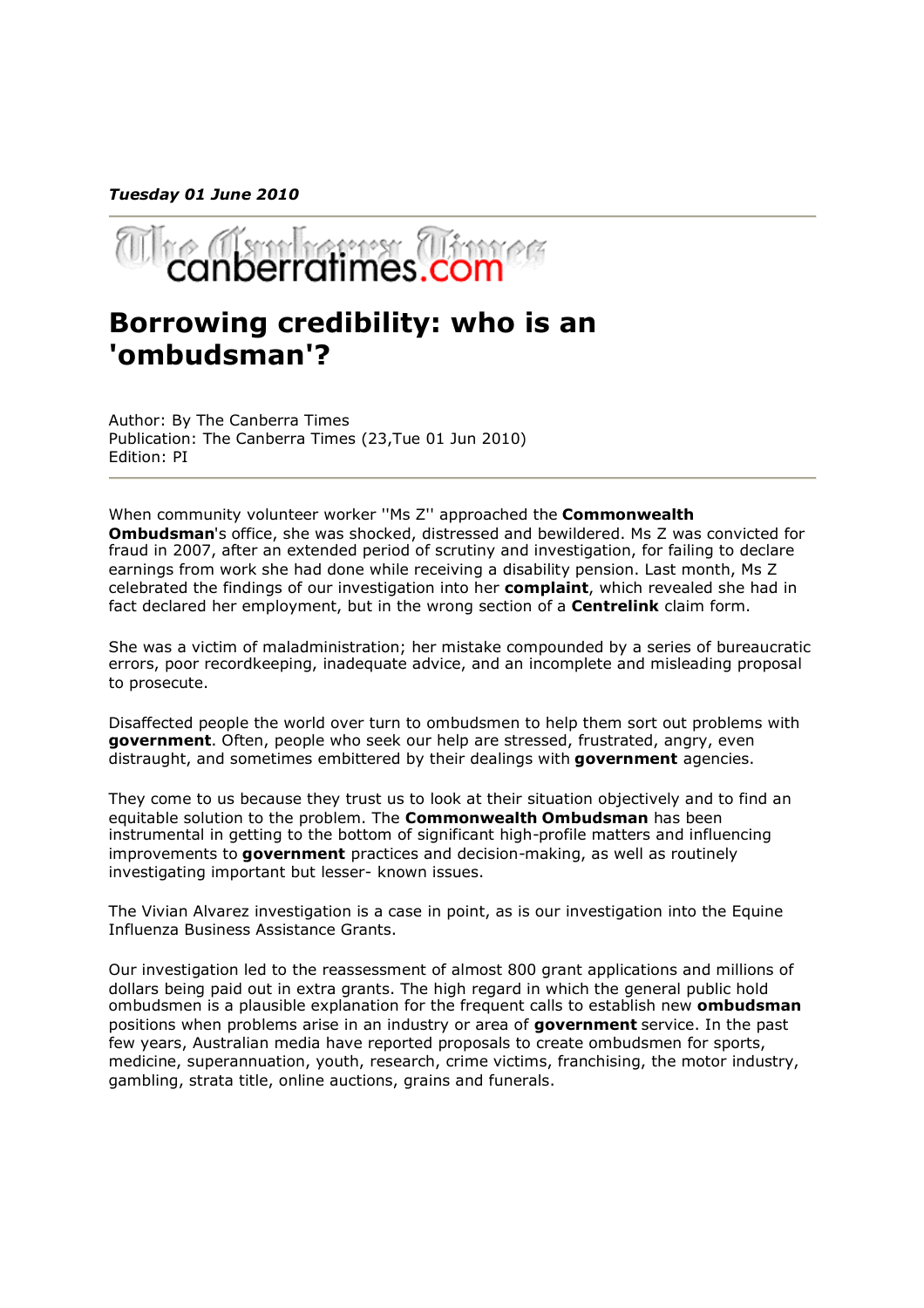***Tuesday 01 June 2010***

canberratimes.com

# Borrowing credibility: who is an 'ombudsman'?

Author: By The Canberra Times
Publication: The Canberra Times (23,Tue 01 Jun 2010)
Edition: PI

When community volunteer worker ''Ms Z'' approached the **Commonwealth Ombudsman**'s office, she was shocked, distressed and bewildered. Ms Z was convicted for fraud in 2007, after an extended period of scrutiny and investigation, for failing to declare earnings from work she had done while receiving a disability pension. Last month, Ms Z celebrated the findings of our investigation into her **complaint**, which revealed she had in fact declared her employment, but in the wrong section of a **Centrelink** claim form.

She was a victim of maladministration; her mistake compounded by a series of bureaucratic errors, poor recordkeeping, inadequate advice, and an incomplete and misleading proposal to prosecute.

Disaffected people the world over turn to ombudsmen to help them sort out problems with **government**. Often, people who seek our help are stressed, frustrated, angry, even distraught, and sometimes embittered by their dealings with **government** agencies.

They come to us because they trust us to look at their situation objectively and to find an equitable solution to the problem. The **Commonwealth Ombudsman** has been instrumental in getting to the bottom of significant high-profile matters and influencing improvements to **government** practices and decision-making, as well as routinely investigating important but lesser- known issues.

The Vivian Alvarez investigation is a case in point, as is our investigation into the Equine Influenza Business Assistance Grants.

Our investigation led to the reassessment of almost 800 grant applications and millions of dollars being paid out in extra grants. The high regard in which the general public hold ombudsmen is a plausible explanation for the frequent calls to establish new **ombudsman** positions when problems arise in an industry or area of **government** service. In the past few years, Australian media have reported proposals to create ombudsmen for sports, medicine, superannuation, youth, research, crime victims, franchising, the motor industry, gambling, strata title, online auctions, grains and funerals.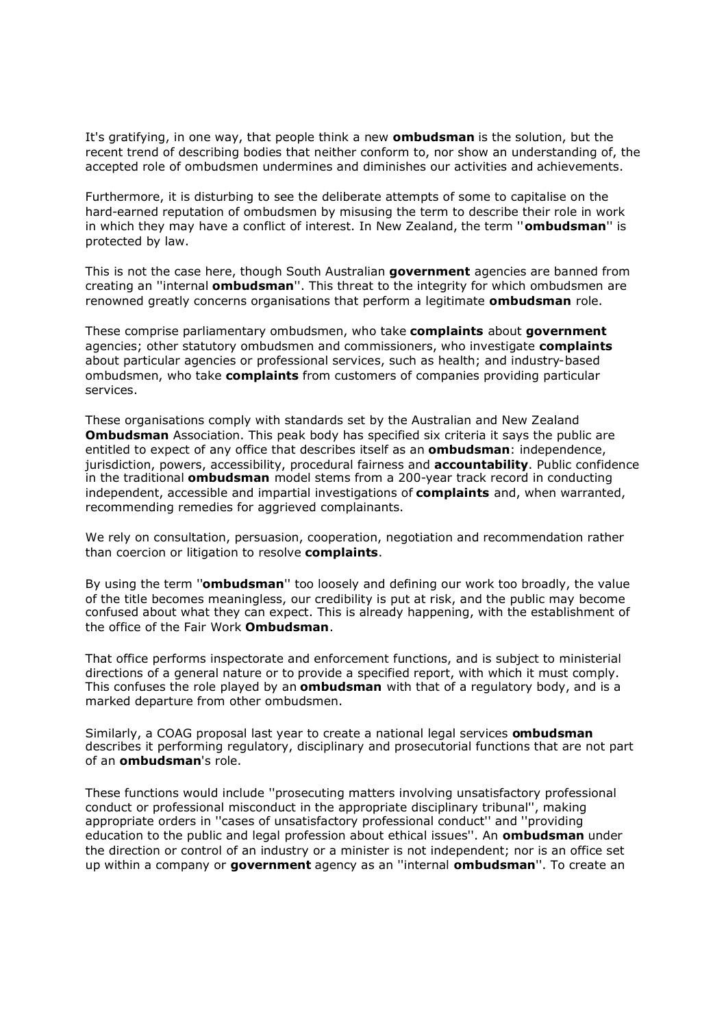It's gratifying, in one way, that people think a new **ombudsman** is the solution, but the recent trend of describing bodies that neither conform to, nor show an understanding of, the accepted role of ombudsmen undermines and diminishes our activities and achievements.

Furthermore, it is disturbing to see the deliberate attempts of some to capitalise on the hard-earned reputation of ombudsmen by misusing the term to describe their role in work in which they may have a conflict of interest. In New Zealand, the term ''**ombudsman**'' is protected by law.

This is not the case here, though South Australian **government** agencies are banned from creating an ''internal **ombudsman**''. This threat to the integrity for which ombudsmen are renowned greatly concerns organisations that perform a legitimate **ombudsman** role.

These comprise parliamentary ombudsmen, who take **complaints** about **government** agencies; other statutory ombudsmen and commissioners, who investigate **complaints** about particular agencies or professional services, such as health; and industry-based ombudsmen, who take **complaints** from customers of companies providing particular services.

These organisations comply with standards set by the Australian and New Zealand **Ombudsman** Association. This peak body has specified six criteria it says the public are entitled to expect of any office that describes itself as an **ombudsman**: independence, jurisdiction, powers, accessibility, procedural fairness and **accountability**. Public confidence in the traditional **ombudsman** model stems from a 200-year track record in conducting independent, accessible and impartial investigations of **complaints** and, when warranted, recommending remedies for aggrieved complainants.

We rely on consultation, persuasion, cooperation, negotiation and recommendation rather than coercion or litigation to resolve **complaints**.

By using the term ''**ombudsman**'' too loosely and defining our work too broadly, the value of the title becomes meaningless, our credibility is put at risk, and the public may become confused about what they can expect. This is already happening, with the establishment of the office of the Fair Work **Ombudsman**.

That office performs inspectorate and enforcement functions, and is subject to ministerial directions of a general nature or to provide a specified report, with which it must comply. This confuses the role played by an **ombudsman** with that of a regulatory body, and is a marked departure from other ombudsmen.

Similarly, a COAG proposal last year to create a national legal services **ombudsman** describes it performing regulatory, disciplinary and prosecutorial functions that are not part of an **ombudsman**'s role.

These functions would include ''prosecuting matters involving unsatisfactory professional conduct or professional misconduct in the appropriate disciplinary tribunal'', making appropriate orders in ''cases of unsatisfactory professional conduct'' and ''providing education to the public and legal profession about ethical issues''. An **ombudsman** under the direction or control of an industry or a minister is not independent; nor is an office set up within a company or **government** agency as an ''internal **ombudsman**''. To create an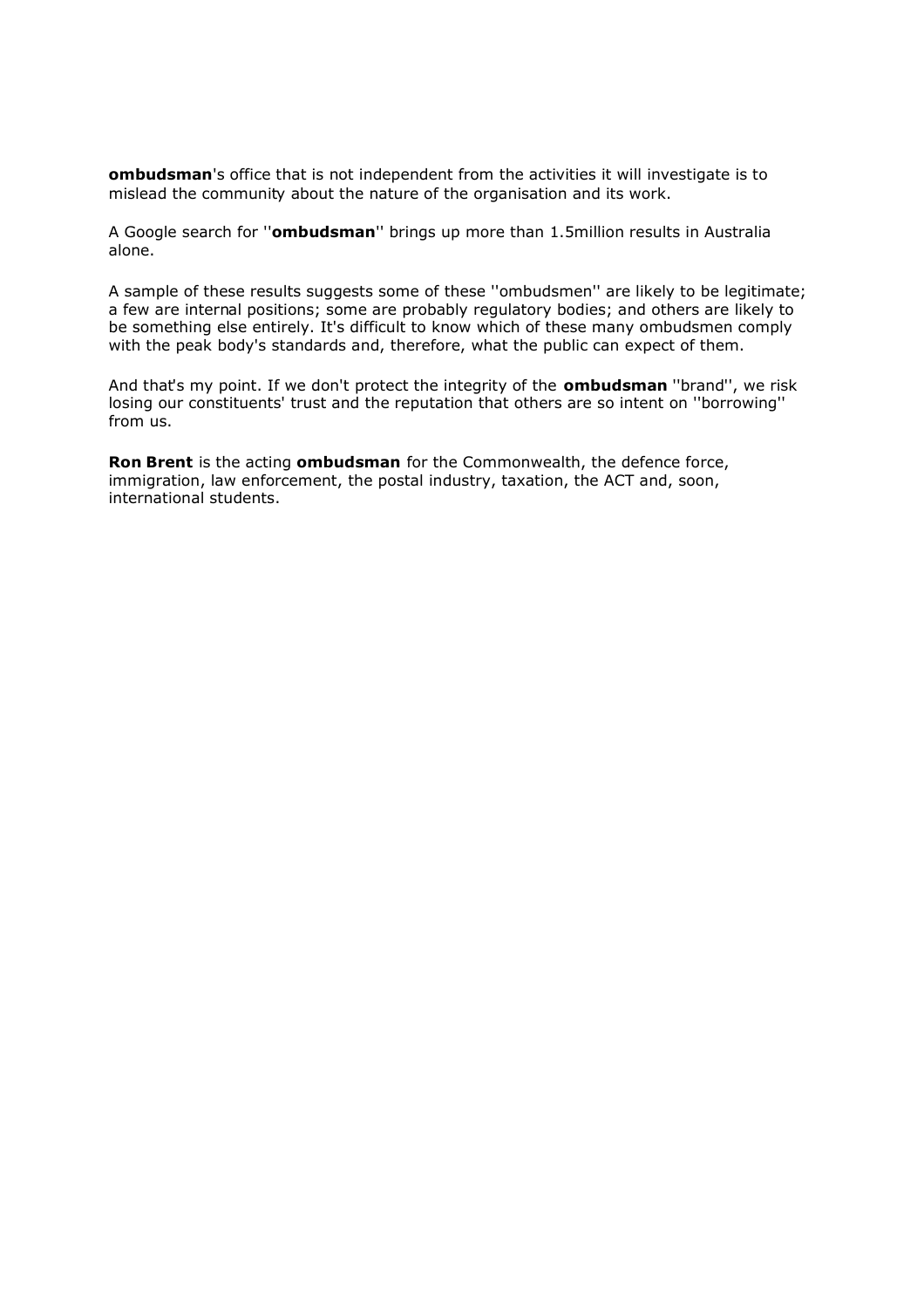**ombudsman**'s office that is not independent from the activities it will investigate is to mislead the community about the nature of the organisation and its work.

A Google search for ''**ombudsman**'' brings up more than 1.5million results in Australia alone.

A sample of these results suggests some of these ''ombudsmen'' are likely to be legitimate; a few are internal positions; some are probably regulatory bodies; and others are likely to be something else entirely. It's difficult to know which of these many ombudsmen comply with the peak body's standards and, therefore, what the public can expect of them.

And that's my point. If we don't protect the integrity of the **ombudsman** ''brand'', we risk losing our constituents' trust and the reputation that others are so intent on ''borrowing'' from us.

**Ron Brent** is the acting **ombudsman** for the Commonwealth, the defence force, immigration, law enforcement, the postal industry, taxation, the ACT and, soon, international students.